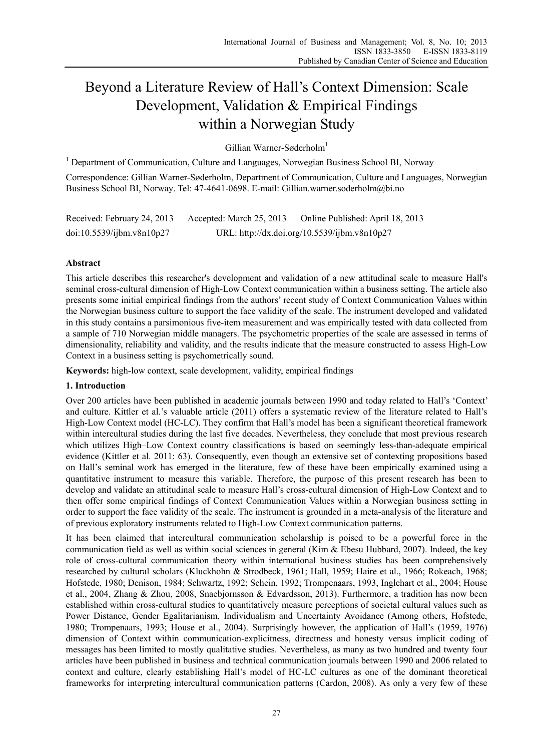# Beyond a Literature Review of Hall's Context Dimension: Scale Development, Validation & Empirical Findings within a Norwegian Study

Gillian Warner-Søderholm[1]

[1] Department of Communication, Culture and Languages, Norwegian Business School BI, Norway

Correspondence: Gillian Warner-Søderholm, Department of Communication, Culture and Languages, Norwegian Business School BI, Norway. Tel: 47-4641-0698. E-mail: Gillian.warner.soderholm@bi.no

Received: February 24, 2013 Accepted: March 25, 2013 Online Published: April 18, 2013

doi:10.5539/ijbm.v8n10p27 URL: http://dx.doi.org/10.5539/ijbm.v8n10p27

## Abstract

This article describes this researcher's development and validation of a new attitudinal scale to measure Hall's seminal cross-cultural dimension of High-Low Context communication within a business setting. The article also presents some initial empirical findings from the authors' recent study of Context Communication Values within the Norwegian business culture to support the face validity of the scale. The instrument developed and validated in this study contains a parsimonious five-item measurement and was empirically tested with data collected from a sample of 710 Norwegian middle managers. The psychometric properties of the scale are assessed in terms of dimensionality, reliability and validity, and the results indicate that the measure constructed to assess High-Low Context in a business setting is psychometrically sound.

**Keywords:** high-low context, scale development, validity, empirical findings

## 1. Introduction

Over 200 articles have been published in academic journals between 1990 and today related to Hall's 'Context' and culture. Kittler et al.'s valuable article (2011) offers a systematic review of the literature related to Hall's High-Low Context model (HC-LC). They confirm that Hall's model has been a significant theoretical framework within intercultural studies during the last five decades. Nevertheless, they conclude that most previous research which utilizes High–Low Context country classifications is based on seemingly less-than-adequate empirical evidence (Kittler et al. 2011: 63). Consequently, even though an extensive set of contexting propositions based on Hall's seminal work has emerged in the literature, few of these have been empirically examined using a quantitative instrument to measure this variable. Therefore, the purpose of this present research has been to develop and validate an attitudinal scale to measure Hall's cross-cultural dimension of High-Low Context and to then offer some empirical findings of Context Communication Values within a Norwegian business setting in order to support the face validity of the scale. The instrument is grounded in a meta-analysis of the literature and of previous exploratory instruments related to High-Low Context communication patterns.

It has been claimed that intercultural communication scholarship is poised to be a powerful force in the communication field as well as within social sciences in general (Kim & Ebesu Hubbard, 2007). Indeed, the key role of cross-cultural communication theory within international business studies has been comprehensively researched by cultural scholars (Kluckhohn & Strodbeck, 1961; Hall, 1959; Haire et al., 1966; Rokeach, 1968; Hofstede, 1980; Denison, 1984; Schwartz, 1992; Schein, 1992; Trompenaars, 1993, Inglehart et al., 2004; House et al., 2004, Zhang & Zhou, 2008, Snaebjornsson & Edvardsson, 2013). Furthermore, a tradition has now been established within cross-cultural studies to quantitatively measure perceptions of societal cultural values such as Power Distance, Gender Egalitarianism, Individualism and Uncertainty Avoidance (Among others, Hofstede, 1980; Trompenaars, 1993; House et al., 2004). Surprisingly however, the application of Hall's (1959, 1976) dimension of Context within communication-explicitness, directness and honesty versus implicit coding of messages has been limited to mostly qualitative studies. Nevertheless, as many as two hundred and twenty four articles have been published in business and technical communication journals between 1990 and 2006 related to context and culture, clearly establishing Hall's model of HC-LC cultures as one of the dominant theoretical frameworks for interpreting intercultural communication patterns (Cardon, 2008). As only a very few of these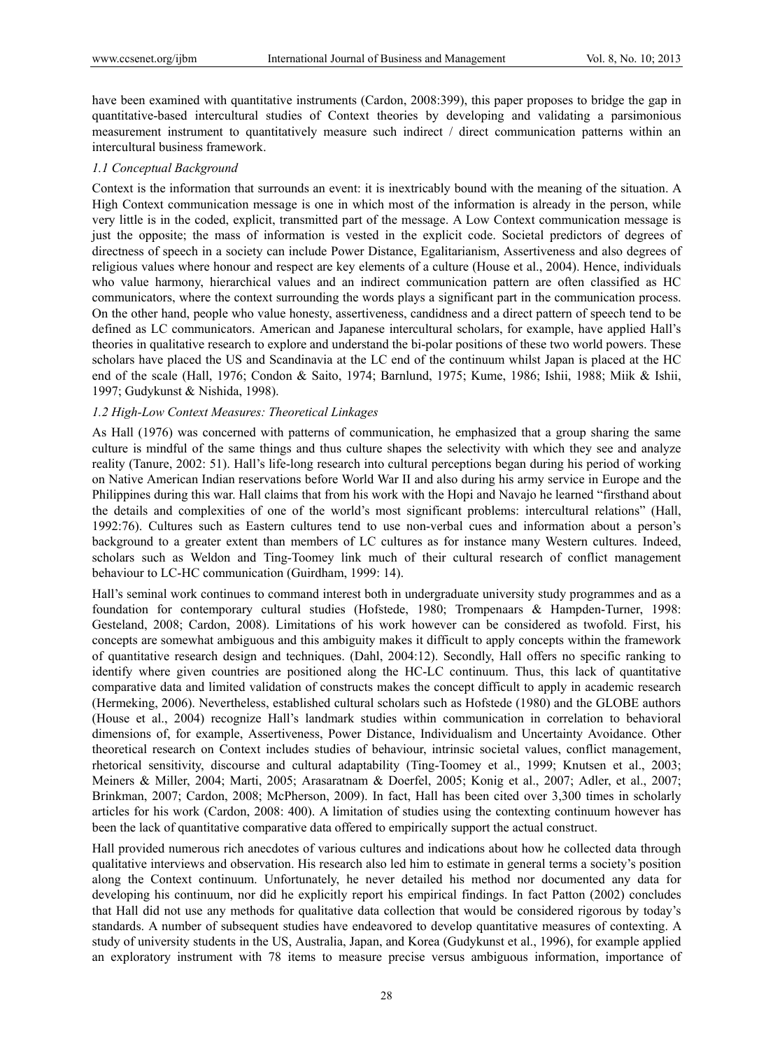have been examined with quantitative instruments (Cardon, 2008:399), this paper proposes to bridge the gap in quantitative-based intercultural studies of Context theories by developing and validating a parsimonious measurement instrument to quantitatively measure such indirect / direct communication patterns within an intercultural business framework.

### *1.1 Conceptual Background*

Context is the information that surrounds an event: it is inextricably bound with the meaning of the situation. A High Context communication message is one in which most of the information is already in the person, while very little is in the coded, explicit, transmitted part of the message. A Low Context communication message is just the opposite; the mass of information is vested in the explicit code. Societal predictors of degrees of directness of speech in a society can include Power Distance, Egalitarianism, Assertiveness and also degrees of religious values where honour and respect are key elements of a culture (House et al., 2004). Hence, individuals who value harmony, hierarchical values and an indirect communication pattern are often classified as HC communicators, where the context surrounding the words plays a significant part in the communication process. On the other hand, people who value honesty, assertiveness, candidness and a direct pattern of speech tend to be defined as LC communicators. American and Japanese intercultural scholars, for example, have applied Hall's theories in qualitative research to explore and understand the bi-polar positions of these two world powers. These scholars have placed the US and Scandinavia at the LC end of the continuum whilst Japan is placed at the HC end of the scale (Hall, 1976; Condon & Saito, 1974; Barnlund, 1975; Kume, 1986; Ishii, 1988; Miik & Ishii, 1997; Gudykunst & Nishida, 1998).

### *1.2 High-Low Context Measures: Theoretical Linkages*

As Hall (1976) was concerned with patterns of communication, he emphasized that a group sharing the same culture is mindful of the same things and thus culture shapes the selectivity with which they see and analyze reality (Tanure, 2002: 51). Hall's life-long research into cultural perceptions began during his period of working on Native American Indian reservations before World War II and also during his army service in Europe and the Philippines during this war. Hall claims that from his work with the Hopi and Navajo he learned "firsthand about the details and complexities of one of the world's most significant problems: intercultural relations" (Hall, 1992:76). Cultures such as Eastern cultures tend to use non-verbal cues and information about a person's background to a greater extent than members of LC cultures as for instance many Western cultures. Indeed, scholars such as Weldon and Ting-Toomey link much of their cultural research of conflict management behaviour to LC-HC communication (Guirdham, 1999: 14).

Hall's seminal work continues to command interest both in undergraduate university study programmes and as a foundation for contemporary cultural studies (Hofstede, 1980; Trompenaars & Hampden-Turner, 1998: Gesteland, 2008; Cardon, 2008). Limitations of his work however can be considered as twofold. First, his concepts are somewhat ambiguous and this ambiguity makes it difficult to apply concepts within the framework of quantitative research design and techniques. (Dahl, 2004:12). Secondly, Hall offers no specific ranking to identify where given countries are positioned along the HC-LC continuum. Thus, this lack of quantitative comparative data and limited validation of constructs makes the concept difficult to apply in academic research (Hermeking, 2006). Nevertheless, established cultural scholars such as Hofstede (1980) and the GLOBE authors (House et al., 2004) recognize Hall's landmark studies within communication in correlation to behavioral dimensions of, for example, Assertiveness, Power Distance, Individualism and Uncertainty Avoidance. Other theoretical research on Context includes studies of behaviour, intrinsic societal values, conflict management, rhetorical sensitivity, discourse and cultural adaptability (Ting-Toomey et al., 1999; Knutsen et al., 2003; Meiners & Miller, 2004; Marti, 2005; Arasaratnam & Doerfel, 2005; Konig et al., 2007; Adler, et al., 2007; Brinkman, 2007; Cardon, 2008; McPherson, 2009). In fact, Hall has been cited over 3,300 times in scholarly articles for his work (Cardon, 2008: 400). A limitation of studies using the contexting continuum however has been the lack of quantitative comparative data offered to empirically support the actual construct.

Hall provided numerous rich anecdotes of various cultures and indications about how he collected data through qualitative interviews and observation. His research also led him to estimate in general terms a society's position along the Context continuum. Unfortunately, he never detailed his method nor documented any data for developing his continuum, nor did he explicitly report his empirical findings. In fact Patton (2002) concludes that Hall did not use any methods for qualitative data collection that would be considered rigorous by today's standards. A number of subsequent studies have endeavored to develop quantitative measures of contexting. A study of university students in the US, Australia, Japan, and Korea (Gudykunst et al., 1996), for example applied an exploratory instrument with 78 items to measure precise versus ambiguous information, importance of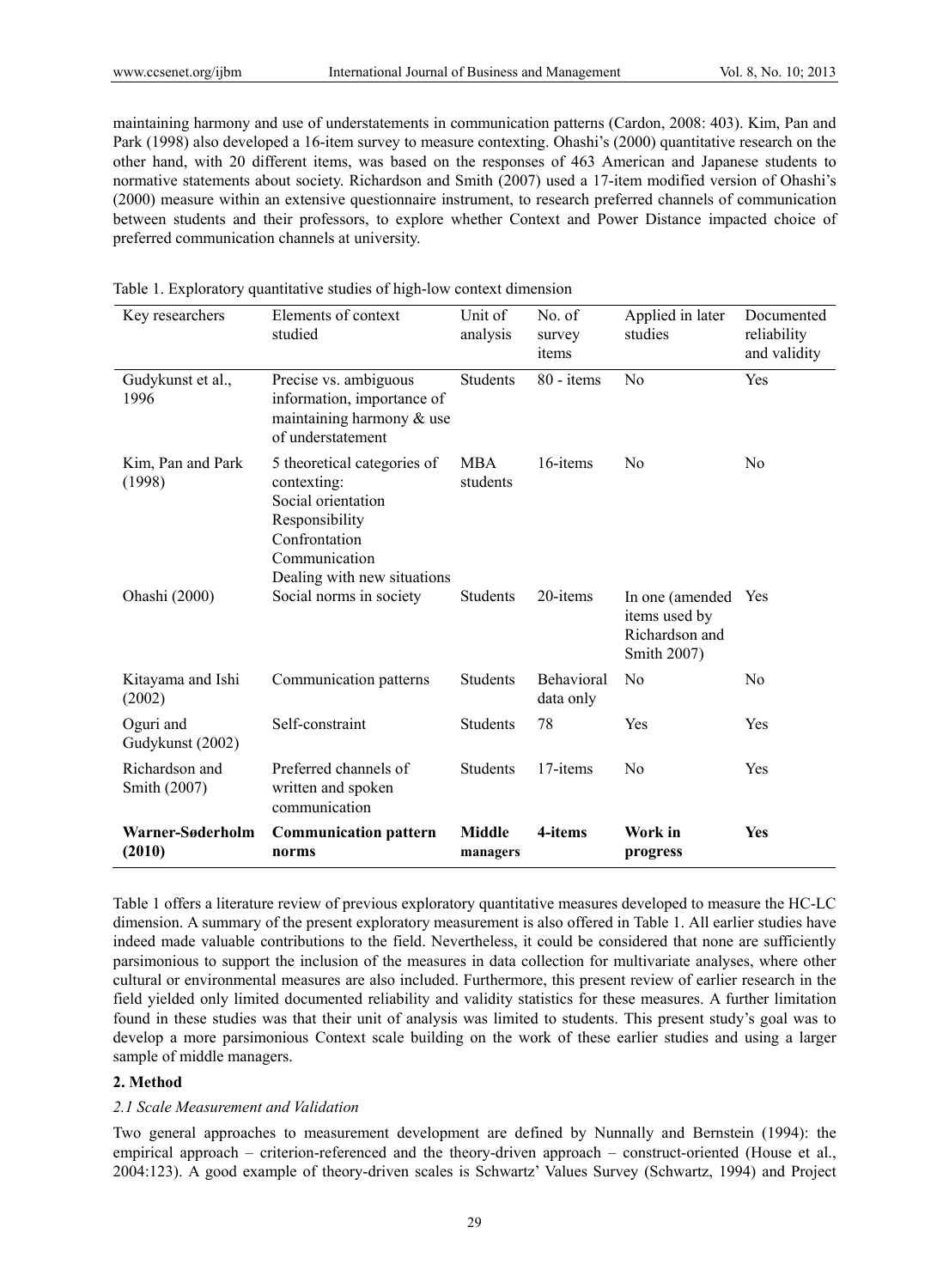maintaining harmony and use of understatements in communication patterns (Cardon, 2008: 403). Kim, Pan and Park (1998) also developed a 16-item survey to measure contexting. Ohashi's (2000) quantitative research on the other hand, with 20 different items, was based on the responses of 463 American and Japanese students to normative statements about society. Richardson and Smith (2007) used a 17-item modified version of Ohashi's (2000) measure within an extensive questionnaire instrument, to research preferred channels of communication between students and their professors, to explore whether Context and Power Distance impacted choice of preferred communication channels at university.

Table 1. Exploratory quantitative studies of high-low context dimension

| Key researchers | Elements of context studied | Unit of analysis | No. of survey items | Applied in later studies | Documented reliability and validity |
|---|---|---|---|---|---|
| Gudykunst et al., 1996 | Precise vs. ambiguous information, importance of maintaining harmony & use of understatement | Students | 80 - items | No | Yes |
| Kim, Pan and Park (1998) | 5 theoretical categories of contexting: Social orientation Responsibility Confrontation Communication Dealing with new situations | MBA students | 16-items | No | No |
| Ohashi (2000) | Social norms in society | Students | 20-items | In one (amended items used by Richardson and Smith 2007) | Yes |
| Kitayama and Ishi (2002) | Communication patterns | Students | Behavioral data only | No | No |
| Oguri and Gudykunst (2002) | Self-constraint | Students | 78 | Yes | Yes |
| Richardson and Smith (2007) | Preferred channels of written and spoken communication | Students | 17-items | No | Yes |
| **Warner-Søderholm (2010)** | **Communication pattern norms** | **Middle managers** | **4-items** | **Work in progress** | **Yes** |

Table 1 offers a literature review of previous exploratory quantitative measures developed to measure the HC-LC dimension. A summary of the present exploratory measurement is also offered in Table 1. All earlier studies have indeed made valuable contributions to the field. Nevertheless, it could be considered that none are sufficiently parsimonious to support the inclusion of the measures in data collection for multivariate analyses, where other cultural or environmental measures are also included. Furthermore, this present review of earlier research in the field yielded only limited documented reliability and validity statistics for these measures. A further limitation found in these studies was that their unit of analysis was limited to students. This present study's goal was to develop a more parsimonious Context scale building on the work of these earlier studies and using a larger sample of middle managers.

## 2. Method

### *2.1 Scale Measurement and Validation*

Two general approaches to measurement development are defined by Nunnally and Bernstein (1994): the empirical approach – criterion-referenced and the theory-driven approach – construct-oriented (House et al., 2004:123). A good example of theory-driven scales is Schwartz' Values Survey (Schwartz, 1994) and Project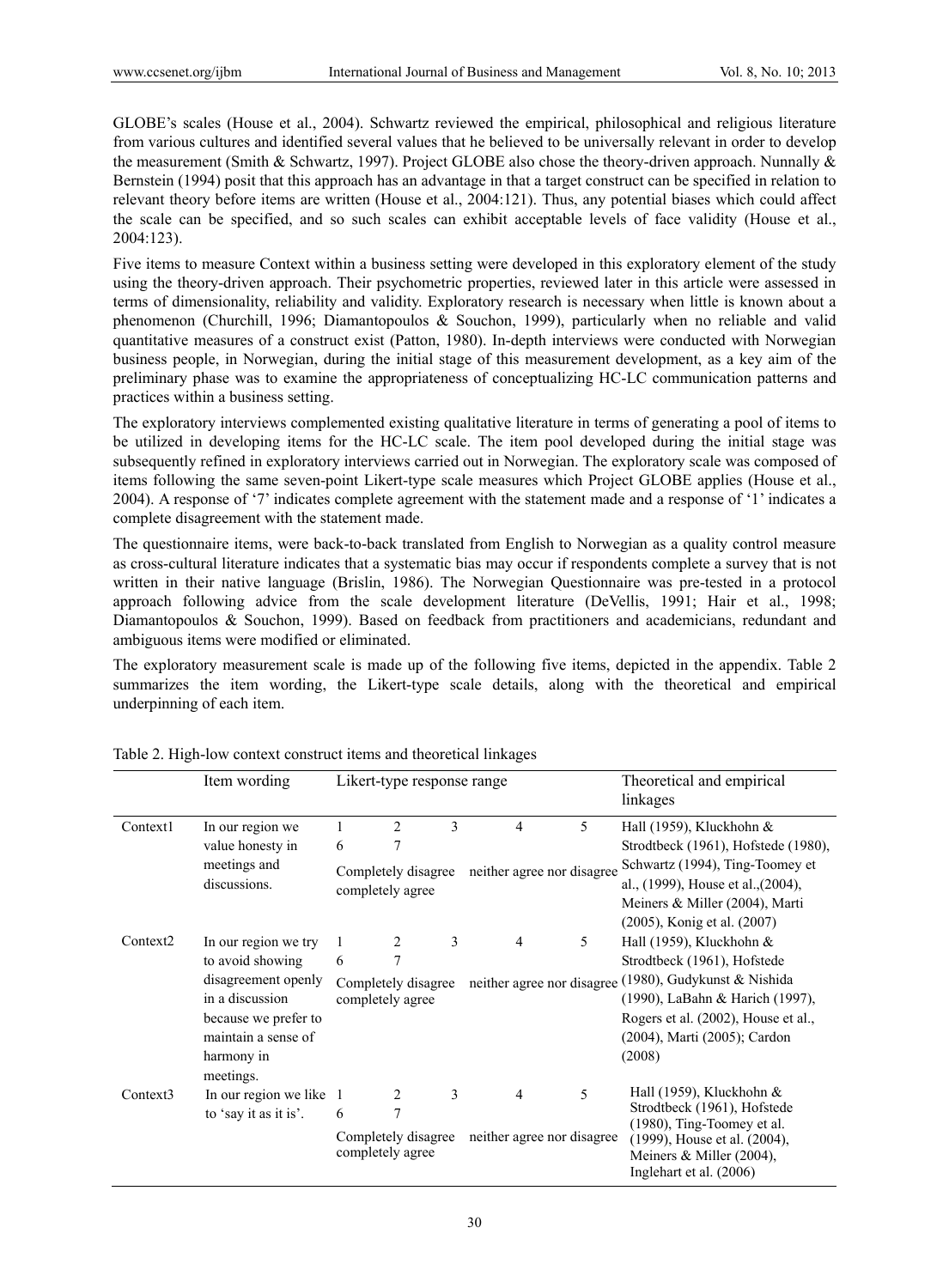GLOBE's scales (House et al., 2004). Schwartz reviewed the empirical, philosophical and religious literature from various cultures and identified several values that he believed to be universally relevant in order to develop the measurement (Smith & Schwartz, 1997). Project GLOBE also chose the theory-driven approach. Nunnally & Bernstein (1994) posit that this approach has an advantage in that a target construct can be specified in relation to relevant theory before items are written (House et al., 2004:121). Thus, any potential biases which could affect the scale can be specified, and so such scales can exhibit acceptable levels of face validity (House et al., 2004:123).

Five items to measure Context within a business setting were developed in this exploratory element of the study using the theory-driven approach. Their psychometric properties, reviewed later in this article were assessed in terms of dimensionality, reliability and validity. Exploratory research is necessary when little is known about a phenomenon (Churchill, 1996; Diamantopoulos & Souchon, 1999), particularly when no reliable and valid quantitative measures of a construct exist (Patton, 1980). In-depth interviews were conducted with Norwegian business people, in Norwegian, during the initial stage of this measurement development, as a key aim of the preliminary phase was to examine the appropriateness of conceptualizing HC-LC communication patterns and practices within a business setting.

The exploratory interviews complemented existing qualitative literature in terms of generating a pool of items to be utilized in developing items for the HC-LC scale. The item pool developed during the initial stage was subsequently refined in exploratory interviews carried out in Norwegian. The exploratory scale was composed of items following the same seven-point Likert-type scale measures which Project GLOBE applies (House et al., 2004). A response of '7' indicates complete agreement with the statement made and a response of '1' indicates a complete disagreement with the statement made.

The questionnaire items, were back-to-back translated from English to Norwegian as a quality control measure as cross-cultural literature indicates that a systematic bias may occur if respondents complete a survey that is not written in their native language (Brislin, 1986). The Norwegian Questionnaire was pre-tested in a protocol approach following advice from the scale development literature (DeVellis, 1991; Hair et al., 1998; Diamantopoulos & Souchon, 1999). Based on feedback from practitioners and academicians, redundant and ambiguous items were modified or eliminated.

The exploratory measurement scale is made up of the following five items, depicted in the appendix. Table 2 summarizes the item wording, the Likert-type scale details, along with the theoretical and empirical underpinning of each item.

Table 2. High-low context construct items and theoretical linkages

| | Item wording | Likert-type response range | Theoretical and empirical linkages |
|---|---|---|---|
| Context1 | In our region we value honesty in meetings and discussions. | 1 2 3 4 5 6 7<br>Completely disagree neither agree nor disagree completely agree | Hall (1959), Kluckhohn & Strodtbeck (1961), Hofstede (1980), Schwartz (1994), Ting-Toomey et al., (1999), House et al.,(2004), Meiners & Miller (2004), Marti (2005), Konig et al. (2007) |
| Context2 | In our region we try to avoid showing disagreement openly in a discussion because we prefer to maintain a sense of harmony in meetings. | 1 2 3 4 5 6 7<br>Completely disagree neither agree nor disagree completely agree | Hall (1959), Kluckhohn & Strodtbeck (1961), Hofstede (1980), Gudykunst & Nishida (1990), LaBahn & Harich (1997), Rogers et al. (2002), House et al., (2004), Marti (2005); Cardon (2008) |
| Context3 | In our region we like to 'say it as it is'. | 1 2 3 4 5 6 7<br>Completely disagree neither agree nor disagree completely agree | Hall (1959), Kluckhohn & Strodtbeck (1961), Hofstede (1980), Ting-Toomey et al. (1999), House et al. (2004), Meiners & Miller (2004), Inglehart et al. (2006) |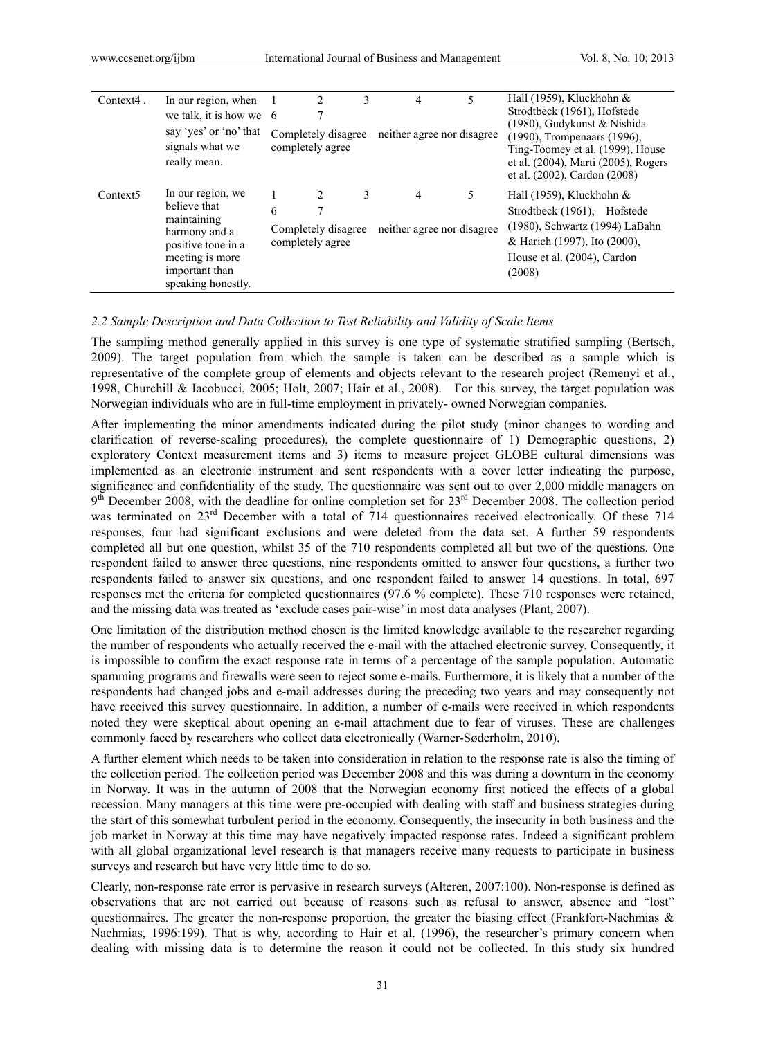| | | | | | | | |
|---|---|---|---|---|---|---|---|
| Context4 . | In our region, when we talk, it is how we say 'yes' or 'no' that signals what we really mean. | 1<br>6 | 2<br>7<br>Completely disagree completely agree | 3 | 4<br>neither agree nor disagree | 5 | Hall (1959), Kluckhohn & Strodtbeck (1961), Hofstede (1980), Gudykunst & Nishida (1990), Trompenaars (1996), Ting-Toomey et al. (1999), House et al. (2004), Marti (2005), Rogers et al. (2002), Cardon (2008) |
| Context5 | In our region, we believe that maintaining harmony and a positive tone in a meeting is more important than speaking honestly. | 1<br>6 | 2<br>7<br>Completely disagree completely agree | 3 | 4<br>neither agree nor disagree | 5 | Hall (1959), Kluckhohn & Strodtbeck (1961), Hofstede (1980), Schwartz (1994) LaBahn & Harich (1997), Ito (2000), House et al. (2004), Cardon (2008) |

### *2.2 Sample Description and Data Collection to Test Reliability and Validity of Scale Items*

The sampling method generally applied in this survey is one type of systematic stratified sampling (Bertsch, 2009). The target population from which the sample is taken can be described as a sample which is representative of the complete group of elements and objects relevant to the research project (Remenyi et al., 1998, Churchill & Iacobucci, 2005; Holt, 2007; Hair et al., 2008). For this survey, the target population was Norwegian individuals who are in full-time employment in privately- owned Norwegian companies.

After implementing the minor amendments indicated during the pilot study (minor changes to wording and clarification of reverse-scaling procedures), the complete questionnaire of 1) Demographic questions, 2) exploratory Context measurement items and 3) items to measure project GLOBE cultural dimensions was implemented as an electronic instrument and sent respondents with a cover letter indicating the purpose, significance and confidentiality of the study. The questionnaire was sent out to over 2,000 middle managers on 9th December 2008, with the deadline for online completion set for 23rd December 2008. The collection period was terminated on 23rd December with a total of 714 questionnaires received electronically. Of these 714 responses, four had significant exclusions and were deleted from the data set. A further 59 respondents completed all but one question, whilst 35 of the 710 respondents completed all but two of the questions. One respondent failed to answer three questions, nine respondents omitted to answer four questions, a further two respondents failed to answer six questions, and one respondent failed to answer 14 questions. In total, 697 responses met the criteria for completed questionnaires (97.6 % complete). These 710 responses were retained, and the missing data was treated as 'exclude cases pair-wise' in most data analyses (Plant, 2007).

One limitation of the distribution method chosen is the limited knowledge available to the researcher regarding the number of respondents who actually received the e-mail with the attached electronic survey. Consequently, it is impossible to confirm the exact response rate in terms of a percentage of the sample population. Automatic spamming programs and firewalls were seen to reject some e-mails. Furthermore, it is likely that a number of the respondents had changed jobs and e-mail addresses during the preceding two years and may consequently not have received this survey questionnaire. In addition, a number of e-mails were received in which respondents noted they were skeptical about opening an e-mail attachment due to fear of viruses. These are challenges commonly faced by researchers who collect data electronically (Warner-Søderholm, 2010).

A further element which needs to be taken into consideration in relation to the response rate is also the timing of the collection period. The collection period was December 2008 and this was during a downturn in the economy in Norway. It was in the autumn of 2008 that the Norwegian economy first noticed the effects of a global recession. Many managers at this time were pre-occupied with dealing with staff and business strategies during the start of this somewhat turbulent period in the economy. Consequently, the insecurity in both business and the job market in Norway at this time may have negatively impacted response rates. Indeed a significant problem with all global organizational level research is that managers receive many requests to participate in business surveys and research but have very little time to do so.

Clearly, non-response rate error is pervasive in research surveys (Alteren, 2007:100). Non-response is defined as observations that are not carried out because of reasons such as refusal to answer, absence and "lost" questionnaires. The greater the non-response proportion, the greater the biasing effect (Frankfort-Nachmias & Nachmias, 1996:199). That is why, according to Hair et al. (1996), the researcher's primary concern when dealing with missing data is to determine the reason it could not be collected. In this study six hundred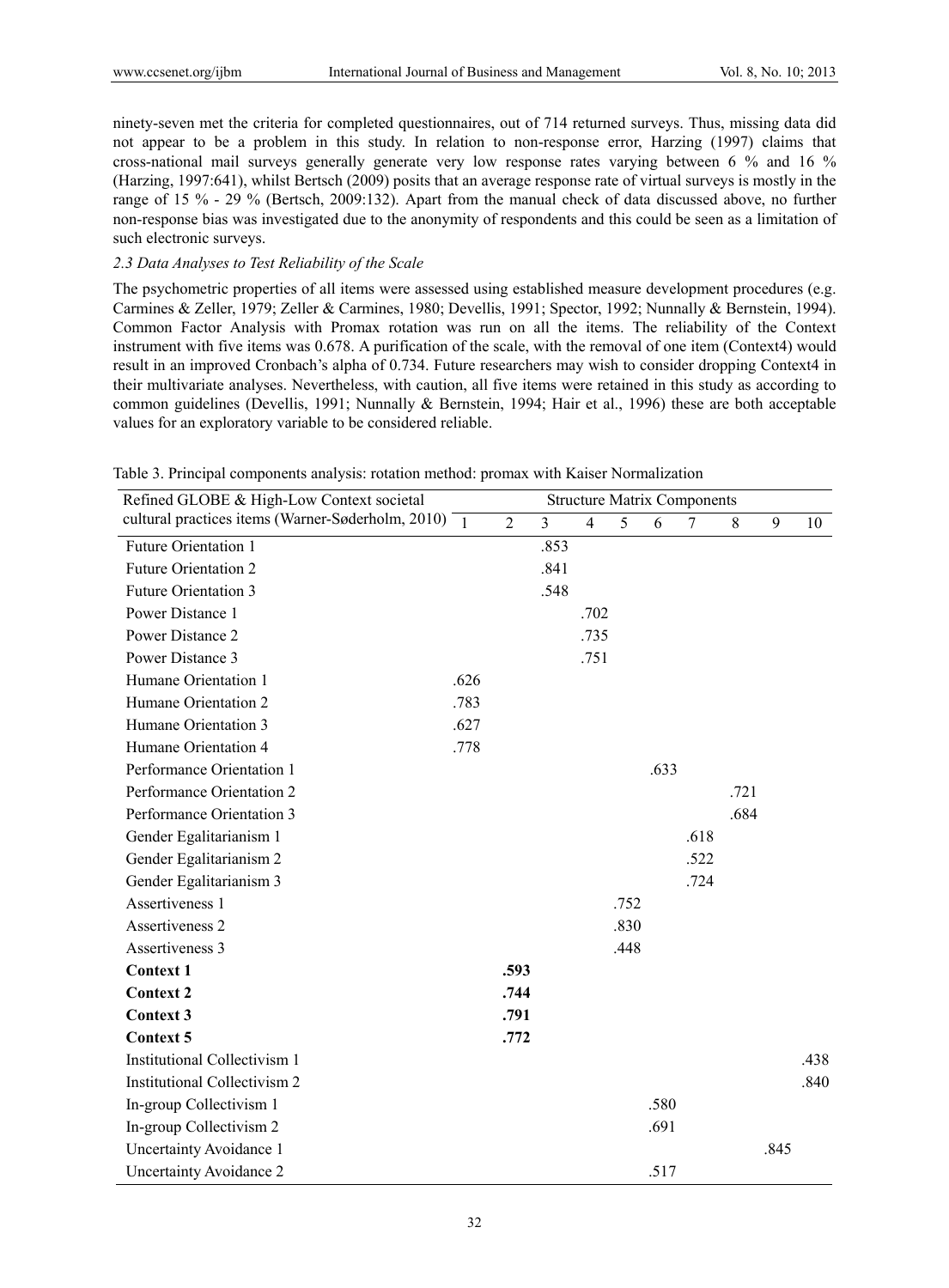ninety-seven met the criteria for completed questionnaires, out of 714 returned surveys. Thus, missing data did not appear to be a problem in this study. In relation to non-response error, Harzing (1997) claims that cross-national mail surveys generally generate very low response rates varying between 6 % and 16 % (Harzing, 1997:641), whilst Bertsch (2009) posits that an average response rate of virtual surveys is mostly in the range of 15 % - 29 % (Bertsch, 2009:132). Apart from the manual check of data discussed above, no further non-response bias was investigated due to the anonymity of respondents and this could be seen as a limitation of such electronic surveys.

*2.3 Data Analyses to Test Reliability of the Scale*

The psychometric properties of all items were assessed using established measure development procedures (e.g. Carmines & Zeller, 1979; Zeller & Carmines, 1980; Devellis, 1991; Spector, 1992; Nunnally & Bernstein, 1994). Common Factor Analysis with Promax rotation was run on all the items. The reliability of the Context instrument with five items was 0.678. A purification of the scale, with the removal of one item (Context4) would result in an improved Cronbach's alpha of 0.734. Future researchers may wish to consider dropping Context4 in their multivariate analyses. Nevertheless, with caution, all five items were retained in this study as according to common guidelines (Devellis, 1991; Nunnally & Bernstein, 1994; Hair et al., 1996) these are both acceptable values for an exploratory variable to be considered reliable.

Table 3. Principal components analysis: rotation method: promax with Kaiser Normalization

| Refined GLOBE & High-Low Context societal cultural practices items (Warner-Søderholm, 2010) | Structure Matrix Components | | | | | | | | | |
|---|---|---|---|---|---|---|---|---|---|---|
| | 1 | 2 | 3 | 4 | 5 | 6 | 7 | 8 | 9 | 10 |
| Future Orientation 1 | | | .853 | | | | | | | |
| Future Orientation 2 | | | .841 | | | | | | | |
| Future Orientation 3 | | | .548 | | | | | | | |
| Power Distance 1 | | | | .702 | | | | | | |
| Power Distance 2 | | | | .735 | | | | | | |
| Power Distance 3 | | | | .751 | | | | | | |
| Humane Orientation 1 | .626 | | | | | | | | | |
| Humane Orientation 2 | .783 | | | | | | | | | |
| Humane Orientation 3 | .627 | | | | | | | | | |
| Humane Orientation 4 | .778 | | | | | | | | | |
| Performance Orientation 1 | | | | | | .633 | | | | |
| Performance Orientation 2 | | | | | | | | .721 | | |
| Performance Orientation 3 | | | | | | | | .684 | | |
| Gender Egalitarianism 1 | | | | | | | .618 | | | |
| Gender Egalitarianism 2 | | | | | | | .522 | | | |
| Gender Egalitarianism 3 | | | | | | | .724 | | | |
| Assertiveness 1 | | | | | .752 | | | | | |
| Assertiveness 2 | | | | | .830 | | | | | |
| Assertiveness 3 | | | | | .448 | | | | | |
| **Context 1** | | **.593** | | | | | | | | |
| **Context 2** | | **.744** | | | | | | | | |
| **Context 3** | | **.791** | | | | | | | | |
| **Context 5** | | **.772** | | | | | | | | |
| Institutional Collectivism 1 | | | | | | | | | | .438 |
| Institutional Collectivism 2 | | | | | | | | | | .840 |
| In-group Collectivism 1 | | | | | | .580 | | | | |
| In-group Collectivism 2 | | | | | | .691 | | | | |
| Uncertainty Avoidance 1 | | | | | | | | | .845 | |
| Uncertainty Avoidance 2 | | | | | | .517 | | | | |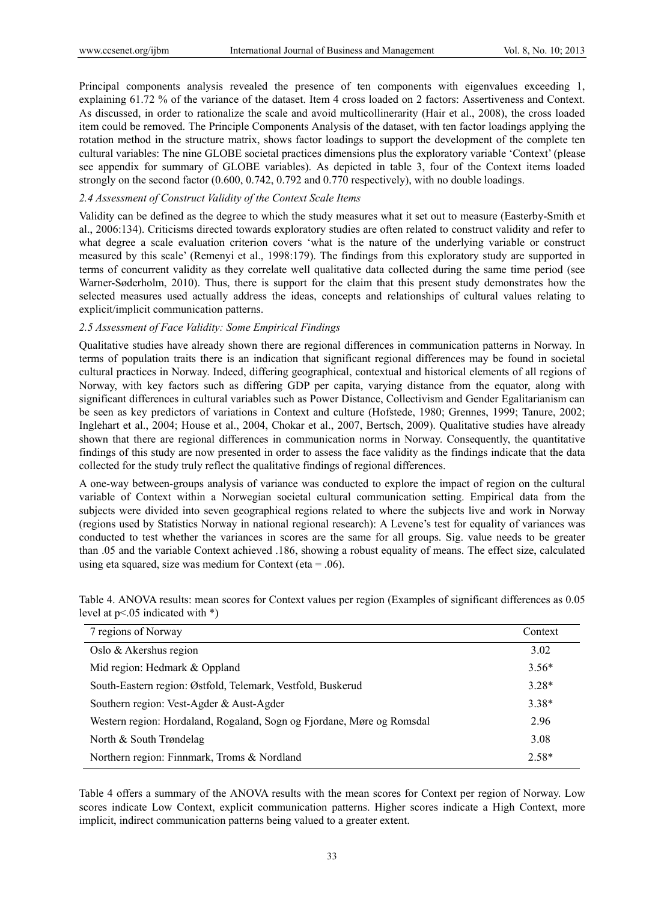Principal components analysis revealed the presence of ten components with eigenvalues exceeding 1, explaining 61.72 % of the variance of the dataset. Item 4 cross loaded on 2 factors: Assertiveness and Context. As discussed, in order to rationalize the scale and avoid multicollinerarity (Hair et al., 2008), the cross loaded item could be removed. The Principle Components Analysis of the dataset, with ten factor loadings applying the rotation method in the structure matrix, shows factor loadings to support the development of the complete ten cultural variables: The nine GLOBE societal practices dimensions plus the exploratory variable 'Context' (please see appendix for summary of GLOBE variables). As depicted in table 3, four of the Context items loaded strongly on the second factor (0.600, 0.742, 0.792 and 0.770 respectively), with no double loadings.

### *2.4 Assessment of Construct Validity of the Context Scale Items*

Validity can be defined as the degree to which the study measures what it set out to measure (Easterby-Smith et al., 2006:134). Criticisms directed towards exploratory studies are often related to construct validity and refer to what degree a scale evaluation criterion covers 'what is the nature of the underlying variable or construct measured by this scale' (Remenyi et al., 1998:179). The findings from this exploratory study are supported in terms of concurrent validity as they correlate well qualitative data collected during the same time period (see Warner-Søderholm, 2010). Thus, there is support for the claim that this present study demonstrates how the selected measures used actually address the ideas, concepts and relationships of cultural values relating to explicit/implicit communication patterns.

### *2.5 Assessment of Face Validity: Some Empirical Findings*

Qualitative studies have already shown there are regional differences in communication patterns in Norway. In terms of population traits there is an indication that significant regional differences may be found in societal cultural practices in Norway. Indeed, differing geographical, contextual and historical elements of all regions of Norway, with key factors such as differing GDP per capita, varying distance from the equator, along with significant differences in cultural variables such as Power Distance, Collectivism and Gender Egalitarianism can be seen as key predictors of variations in Context and culture (Hofstede, 1980; Grennes, 1999; Tanure, 2002; Inglehart et al., 2004; House et al., 2004, Chokar et al., 2007, Bertsch, 2009). Qualitative studies have already shown that there are regional differences in communication norms in Norway. Consequently, the quantitative findings of this study are now presented in order to assess the face validity as the findings indicate that the data collected for the study truly reflect the qualitative findings of regional differences.

A one-way between-groups analysis of variance was conducted to explore the impact of region on the cultural variable of Context within a Norwegian societal cultural communication setting. Empirical data from the subjects were divided into seven geographical regions related to where the subjects live and work in Norway (regions used by Statistics Norway in national regional research): A Levene's test for equality of variances was conducted to test whether the variances in scores are the same for all groups. Sig. value needs to be greater than .05 and the variable Context achieved .186, showing a robust equality of means. The effect size, calculated using eta squared, size was medium for Context (eta = .06).

Table 4. ANOVA results: mean scores for Context values per region (Examples of significant differences as 0.05 level at $p<.05$ indicated with *)

| 7 regions of Norway | Context |
|---|---|
| Oslo & Akershus region | 3.02 |
| Mid region: Hedmark & Oppland | 3.56* |
| South-Eastern region: Østfold, Telemark, Vestfold, Buskerud | 3.28* |
| Southern region: Vest-Agder & Aust-Agder | 3.38* |
| Western region: Hordaland, Rogaland, Sogn og Fjordane, Møre og Romsdal | 2.96 |
| North & South Trøndelag | 3.08 |
| Northern region: Finnmark, Troms & Nordland | 2.58* |

Table 4 offers a summary of the ANOVA results with the mean scores for Context per region of Norway. Low scores indicate Low Context, explicit communication patterns. Higher scores indicate a High Context, more implicit, indirect communication patterns being valued to a greater extent.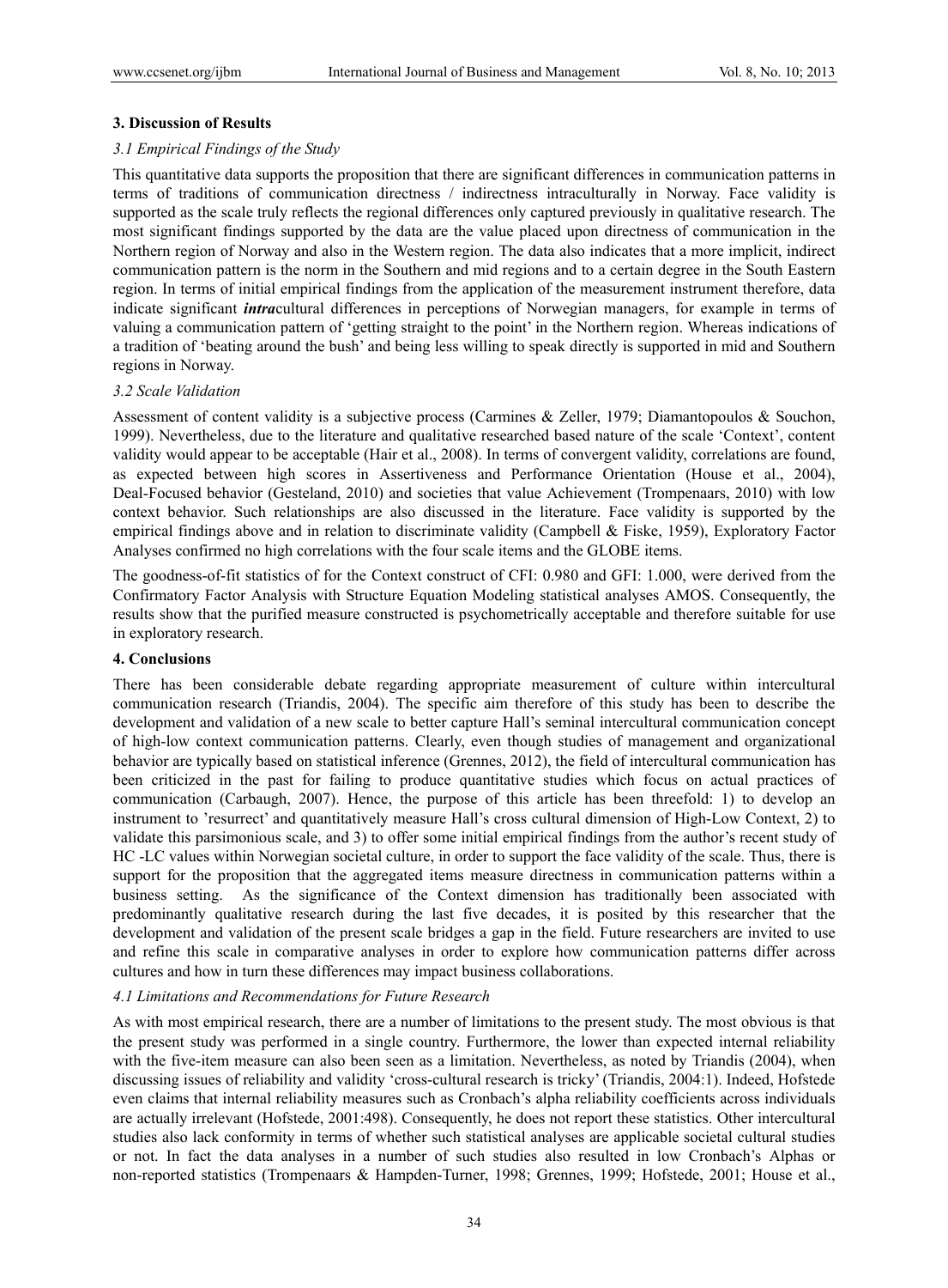## 3. Discussion of Results

### *3.1 Empirical Findings of the Study*

This quantitative data supports the proposition that there are significant differences in communication patterns in terms of traditions of communication directness / indirectness intraculturally in Norway. Face validity is supported as the scale truly reflects the regional differences only captured previously in qualitative research. The most significant findings supported by the data are the value placed upon directness of communication in the Northern region of Norway and also in the Western region. The data also indicates that a more implicit, indirect communication pattern is the norm in the Southern and mid regions and to a certain degree in the South Eastern region. In terms of initial empirical findings from the application of the measurement instrument therefore, data indicate significant ***intra***cultural differences in perceptions of Norwegian managers, for example in terms of valuing a communication pattern of 'getting straight to the point' in the Northern region. Whereas indications of a tradition of 'beating around the bush' and being less willing to speak directly is supported in mid and Southern regions in Norway.

### *3.2 Scale Validation*

Assessment of content validity is a subjective process (Carmines & Zeller, 1979; Diamantopoulos & Souchon, 1999). Nevertheless, due to the literature and qualitative researched based nature of the scale 'Context', content validity would appear to be acceptable (Hair et al., 2008). In terms of convergent validity, correlations are found, as expected between high scores in Assertiveness and Performance Orientation (House et al., 2004), Deal-Focused behavior (Gesteland, 2010) and societies that value Achievement (Trompenaars, 2010) with low context behavior. Such relationships are also discussed in the literature. Face validity is supported by the empirical findings above and in relation to discriminate validity (Campbell & Fiske, 1959), Exploratory Factor Analyses confirmed no high correlations with the four scale items and the GLOBE items.

The goodness-of-fit statistics of for the Context construct of CFI: 0.980 and GFI: 1.000, were derived from the Confirmatory Factor Analysis with Structure Equation Modeling statistical analyses AMOS. Consequently, the results show that the purified measure constructed is psychometrically acceptable and therefore suitable for use in exploratory research.

## 4. Conclusions

There has been considerable debate regarding appropriate measurement of culture within intercultural communication research (Triandis, 2004). The specific aim therefore of this study has been to describe the development and validation of a new scale to better capture Hall's seminal intercultural communication concept of high-low context communication patterns. Clearly, even though studies of management and organizational behavior are typically based on statistical inference (Grennes, 2012), the field of intercultural communication has been criticized in the past for failing to produce quantitative studies which focus on actual practices of communication (Carbaugh, 2007). Hence, the purpose of this article has been threefold: 1) to develop an instrument to 'resurrect' and quantitatively measure Hall's cross cultural dimension of High-Low Context, 2) to validate this parsimonious scale, and 3) to offer some initial empirical findings from the author's recent study of HC -LC values within Norwegian societal culture, in order to support the face validity of the scale. Thus, there is support for the proposition that the aggregated items measure directness in communication patterns within a business setting. As the significance of the Context dimension has traditionally been associated with predominantly qualitative research during the last five decades, it is posited by this researcher that the development and validation of the present scale bridges a gap in the field. Future researchers are invited to use and refine this scale in comparative analyses in order to explore how communication patterns differ across cultures and how in turn these differences may impact business collaborations.

### *4.1 Limitations and Recommendations for Future Research*

As with most empirical research, there are a number of limitations to the present study. The most obvious is that the present study was performed in a single country. Furthermore, the lower than expected internal reliability with the five-item measure can also been seen as a limitation. Nevertheless, as noted by Triandis (2004), when discussing issues of reliability and validity 'cross-cultural research is tricky' (Triandis, 2004:1). Indeed, Hofstede even claims that internal reliability measures such as Cronbach's alpha reliability coefficients across individuals are actually irrelevant (Hofstede, 2001:498). Consequently, he does not report these statistics. Other intercultural studies also lack conformity in terms of whether such statistical analyses are applicable societal cultural studies or not. In fact the data analyses in a number of such studies also resulted in low Cronbach's Alphas or non-reported statistics (Trompenaars & Hampden-Turner, 1998; Grennes, 1999; Hofstede, 2001; House et al.,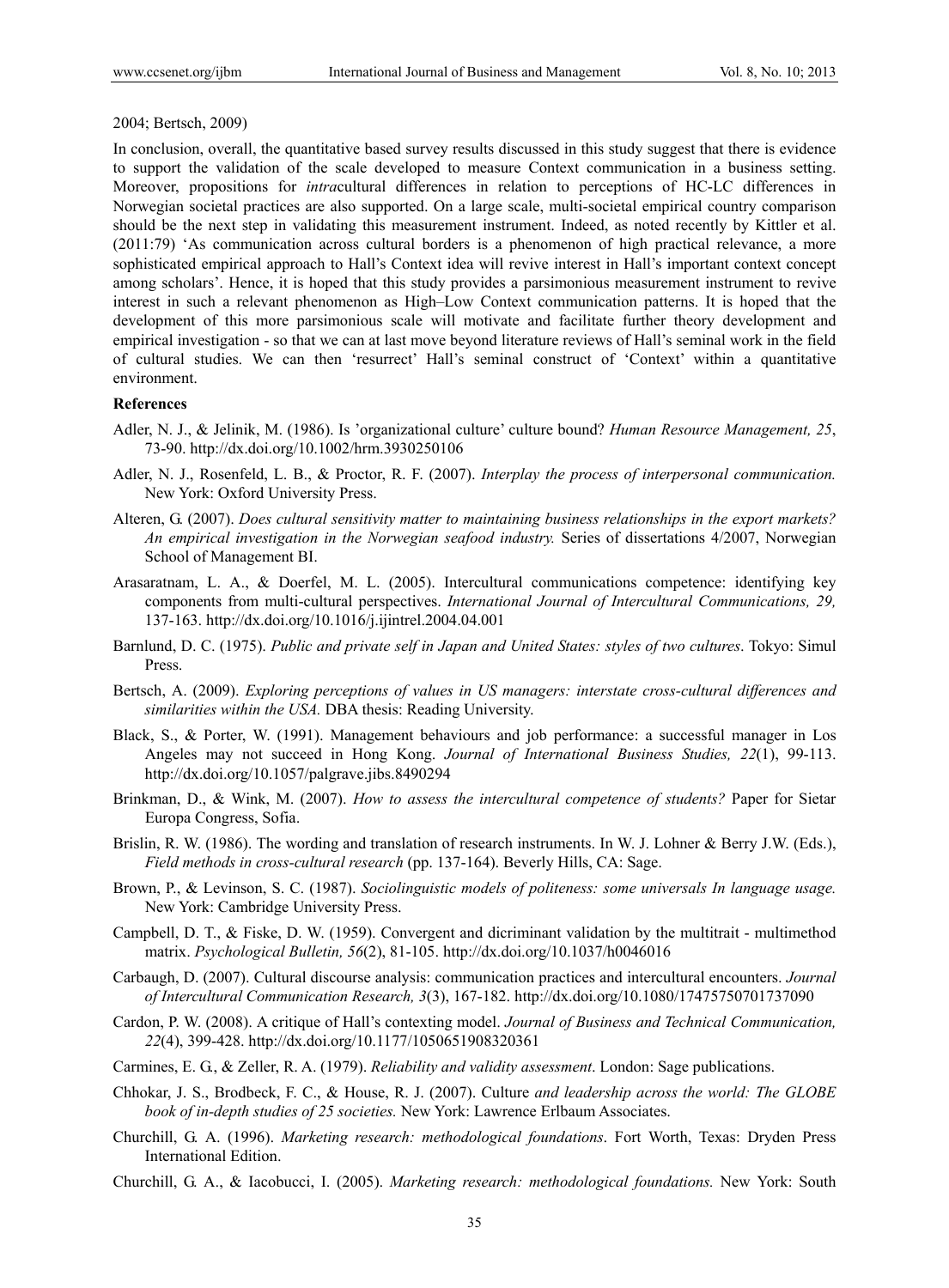2004; Bertsch, 2009)

In conclusion, overall, the quantitative based survey results discussed in this study suggest that there is evidence to support the validation of the scale developed to measure Context communication in a business setting. Moreover, propositions for *intra*cultural differences in relation to perceptions of HC-LC differences in Norwegian societal practices are also supported. On a large scale, multi-societal empirical country comparison should be the next step in validating this measurement instrument. Indeed, as noted recently by Kittler et al. (2011:79) 'As communication across cultural borders is a phenomenon of high practical relevance, a more sophisticated empirical approach to Hall's Context idea will revive interest in Hall's important context concept among scholars'. Hence, it is hoped that this study provides a parsimonious measurement instrument to revive interest in such a relevant phenomenon as High–Low Context communication patterns. It is hoped that the development of this more parsimonious scale will motivate and facilitate further theory development and empirical investigation - so that we can at last move beyond literature reviews of Hall's seminal work in the field of cultural studies. We can then 'resurrect' Hall's seminal construct of 'Context' within a quantitative environment.

## References

Adler, N. J., & Jelinik, M. (1986). Is 'organizational culture' culture bound? *Human Resource Management, 25*, 73-90. http://dx.doi.org/10.1002/hrm.3930250106

Adler, N. J., Rosenfeld, L. B., & Proctor, R. F. (2007). *Interplay the process of interpersonal communication.* New York: Oxford University Press.

Alteren, G. (2007). *Does cultural sensitivity matter to maintaining business relationships in the export markets? An empirical investigation in the Norwegian seafood industry.* Series of dissertations 4/2007, Norwegian School of Management BI.

Arasaratnam, L. A., & Doerfel, M. L. (2005). Intercultural communications competence: identifying key components from multi-cultural perspectives. *International Journal of Intercultural Communications, 29,* 137-163. http://dx.doi.org/10.1016/j.ijintrel.2004.04.001

Barnlund, D. C. (1975). *Public and private self in Japan and United States: styles of two cultures*. Tokyo: Simul Press.

Bertsch, A. (2009). *Exploring perceptions of values in US managers: interstate cross-cultural differences and similarities within the USA.* DBA thesis: Reading University.

Black, S., & Porter, W. (1991). Management behaviours and job performance: a successful manager in Los Angeles may not succeed in Hong Kong. *Journal of International Business Studies, 22*(1), 99-113. http://dx.doi.org/10.1057/palgrave.jibs.8490294

Brinkman, D., & Wink, M. (2007). *How to assess the intercultural competence of students?* Paper for Sietar Europa Congress, Sofia.

Brislin, R. W. (1986). The wording and translation of research instruments. In W. J. Lohner & Berry J.W. (Eds.), *Field methods in cross-cultural research* (pp. 137-164). Beverly Hills, CA: Sage.

Brown, P., & Levinson, S. C. (1987). *Sociolinguistic models of politeness: some universals In language usage.* New York: Cambridge University Press.

Campbell, D. T., & Fiske, D. W. (1959). Convergent and dicriminant validation by the multitrait - multimethod matrix. *Psychological Bulletin, 56*(2), 81-105. http://dx.doi.org/10.1037/h0046016

Carbaugh, D. (2007). Cultural discourse analysis: communication practices and intercultural encounters. *Journal of Intercultural Communication Research, 3*(3), 167-182. http://dx.doi.org/10.1080/17475750701737090

Cardon, P. W. (2008). A critique of Hall's contexting model. *Journal of Business and Technical Communication, 22*(4), 399-428. http://dx.doi.org/10.1177/1050651908320361

Carmines, E. G., & Zeller, R. A. (1979). *Reliability and validity assessment*. London: Sage publications.

Chhokar, J. S., Brodbeck, F. C., & House, R. J. (2007). Culture *and leadership across the world: The GLOBE book of in-depth studies of 25 societies.* New York: Lawrence Erlbaum Associates.

Churchill, G. A. (1996). *Marketing research: methodological foundations*. Fort Worth, Texas: Dryden Press International Edition.

Churchill, G. A., & Iacobucci, I. (2005). *Marketing research: methodological foundations.* New York: South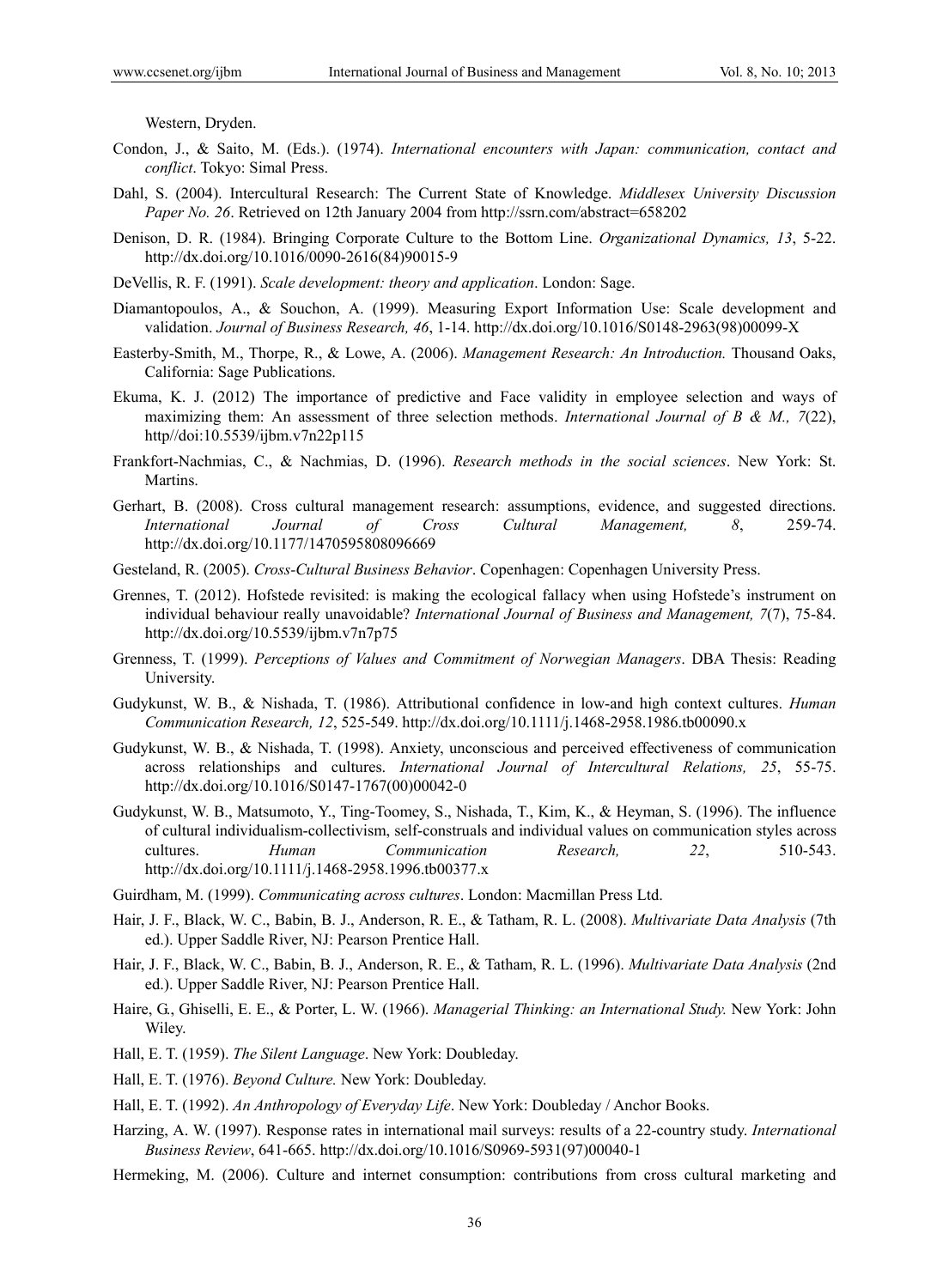Western, Dryden.

Condon, J., & Saito, M. (Eds.). (1974). *International encounters with Japan: communication, contact and conflict*. Tokyo: Simal Press.

Dahl, S. (2004). Intercultural Research: The Current State of Knowledge. *Middlesex University Discussion Paper No. 26*. Retrieved on 12th January 2004 from http://ssrn.com/abstract=658202

Denison, D. R. (1984). Bringing Corporate Culture to the Bottom Line. *Organizational Dynamics, 13*, 5-22. http://dx.doi.org/10.1016/0090-2616(84)90015-9

DeVellis, R. F. (1991). *Scale development: theory and application*. London: Sage.

Diamantopoulos, A., & Souchon, A. (1999). Measuring Export Information Use: Scale development and validation. *Journal of Business Research, 46*, 1-14. http://dx.doi.org/10.1016/S0148-2963(98)00099-X

Easterby-Smith, M., Thorpe, R., & Lowe, A. (2006). *Management Research: An Introduction.* Thousand Oaks, California: Sage Publications.

Ekuma, K. J. (2012) The importance of predictive and Face validity in employee selection and ways of maximizing them: An assessment of three selection methods. *International Journal of B & M., 7*(22), http//doi:10.5539/ijbm.v7n22p115

Frankfort-Nachmias, C., & Nachmias, D. (1996). *Research methods in the social sciences*. New York: St. Martins.

Gerhart, B. (2008). Cross cultural management research: assumptions, evidence, and suggested directions. *International Journal of Cross Cultural Management, 8*, 259-74. http://dx.doi.org/10.1177/1470595808096669

Gesteland, R. (2005). *Cross-Cultural Business Behavior*. Copenhagen: Copenhagen University Press.

Grennes, T. (2012). Hofstede revisited: is making the ecological fallacy when using Hofstede's instrument on individual behaviour really unavoidable? *International Journal of Business and Management, 7*(7), 75-84. http://dx.doi.org/10.5539/ijbm.v7n7p75

Grenness, T. (1999). *Perceptions of Values and Commitment of Norwegian Managers*. DBA Thesis: Reading University.

Gudykunst, W. B., & Nishada, T. (1986). Attributional confidence in low-and high context cultures. *Human Communication Research, 12*, 525-549. http://dx.doi.org/10.1111/j.1468-2958.1986.tb00090.x

Gudykunst, W. B., & Nishada, T. (1998). Anxiety, unconscious and perceived effectiveness of communication across relationships and cultures. *International Journal of Intercultural Relations, 25*, 55-75. http://dx.doi.org/10.1016/S0147-1767(00)00042-0

Gudykunst, W. B., Matsumoto, Y., Ting-Toomey, S., Nishada, T., Kim, K., & Heyman, S. (1996). The influence of cultural individualism-collectivism, self-construals and individual values on communication styles across cultures. *Human Communication Research, 22*, 510-543. http://dx.doi.org/10.1111/j.1468-2958.1996.tb00377.x

Guirdham, M. (1999). *Communicating across cultures*. London: Macmillan Press Ltd.

Hair, J. F., Black, W. C., Babin, B. J., Anderson, R. E., & Tatham, R. L. (2008). *Multivariate Data Analysis* (7th ed.). Upper Saddle River, NJ: Pearson Prentice Hall.

Hair, J. F., Black, W. C., Babin, B. J., Anderson, R. E., & Tatham, R. L. (1996). *Multivariate Data Analysis* (2nd ed.). Upper Saddle River, NJ: Pearson Prentice Hall.

Haire, G., Ghiselli, E. E., & Porter, L. W. (1966). *Managerial Thinking: an International Study.* New York: John Wiley.

Hall, E. T. (1959). *The Silent Language*. New York: Doubleday.

Hall, E. T. (1976). *Beyond Culture.* New York: Doubleday.

Hall, E. T. (1992). *An Anthropology of Everyday Life*. New York: Doubleday / Anchor Books.

Harzing, A. W. (1997). Response rates in international mail surveys: results of a 22-country study. *International Business Review*, 641-665. http://dx.doi.org/10.1016/S0969-5931(97)00040-1

Hermeking, M. (2006). Culture and internet consumption: contributions from cross cultural marketing and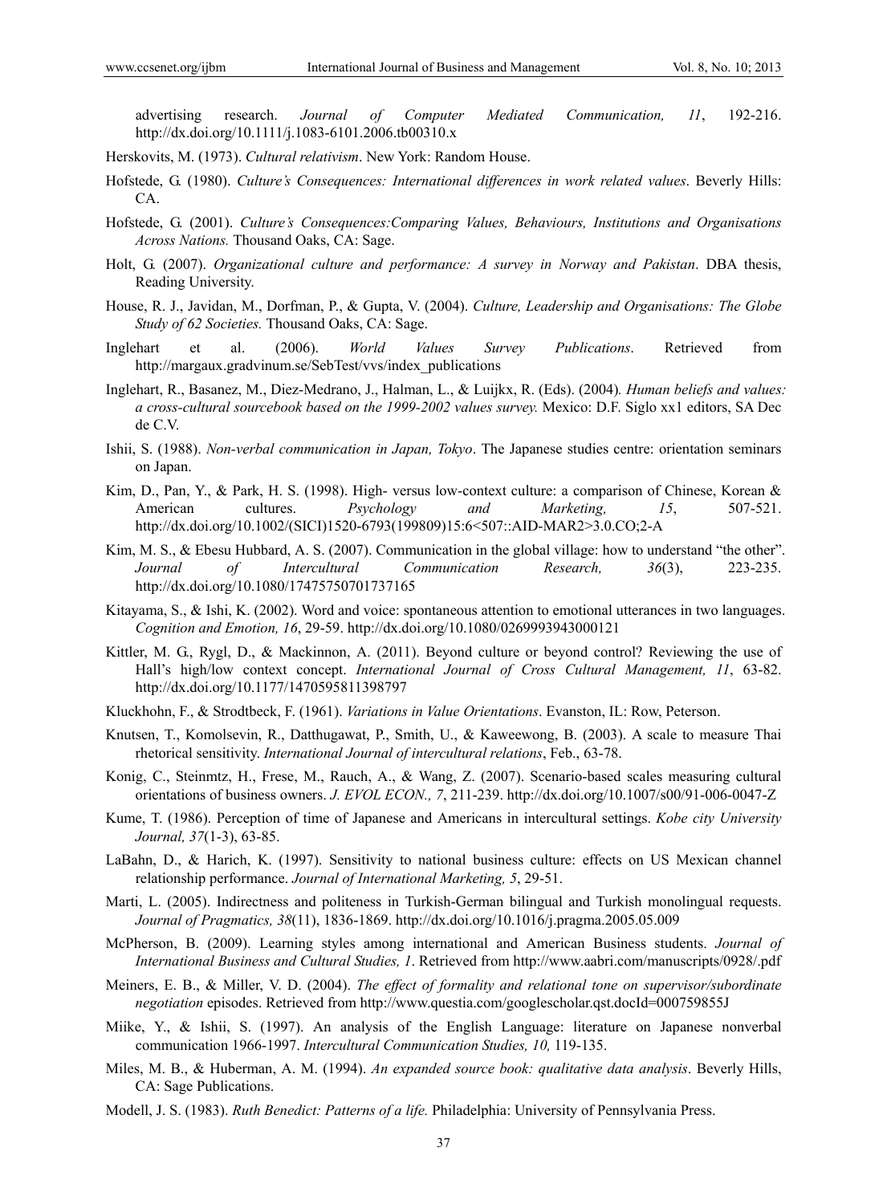advertising research. *Journal of Computer Mediated Communication, 11*, 192-216. http://dx.doi.org/10.1111/j.1083-6101.2006.tb00310.x

Herskovits, M. (1973). *Cultural relativism*. New York: Random House.

Hofstede, G. (1980). *Culture's Consequences: International differences in work related values*. Beverly Hills: CA.

Hofstede, G. (2001). *Culture's Consequences:Comparing Values, Behaviours, Institutions and Organisations Across Nations.* Thousand Oaks, CA: Sage.

Holt, G. (2007). *Organizational culture and performance: A survey in Norway and Pakistan*. DBA thesis, Reading University.

House, R. J., Javidan, M., Dorfman, P., & Gupta, V. (2004). *Culture, Leadership and Organisations: The Globe Study of 62 Societies.* Thousand Oaks, CA: Sage.

Inglehart et al. (2006). *World Values Survey Publications*. Retrieved from http://margaux.gradvinum.se/SebTest/vvs/index_publications

Inglehart, R., Basanez, M., Diez-Medrano, J., Halman, L., & Luijkx, R. (Eds). (2004)*. Human beliefs and values: a cross-cultural sourcebook based on the 1999-2002 values survey.* Mexico: D.F. Siglo xx1 editors, SA Dec de C.V.

Ishii, S. (1988). *Non-verbal communication in Japan, Tokyo*. The Japanese studies centre: orientation seminars on Japan.

Kim, D., Pan, Y., & Park, H. S. (1998). High- versus low-context culture: a comparison of Chinese, Korean & American cultures. *Psychology and Marketing, 15*, 507-521. http://dx.doi.org/10.1002/(SICI)1520-6793(199809)15:6<507::AID-MAR2>3.0.CO;2-A

Kim, M. S., & Ebesu Hubbard, A. S. (2007). Communication in the global village: how to understand "the other". *Journal of Intercultural Communication Research, 36*(3), 223-235. http://dx.doi.org/10.1080/17475750701737165

Kitayama, S., & Ishi, K. (2002). Word and voice: spontaneous attention to emotional utterances in two languages. *Cognition and Emotion, 16*, 29-59. http://dx.doi.org/10.1080/0269993943000121

Kittler, M. G., Rygl, D., & Mackinnon, A. (2011). Beyond culture or beyond control? Reviewing the use of Hall's high/low context concept. *International Journal of Cross Cultural Management, 11*, 63-82. http://dx.doi.org/10.1177/1470595811398797

Kluckhohn, F., & Strodtbeck, F. (1961). *Variations in Value Orientations*. Evanston, IL: Row, Peterson.

Knutsen, T., Komolsevin, R., Datthugawat, P., Smith, U., & Kaweewong, B. (2003). A scale to measure Thai rhetorical sensitivity. *International Journal of intercultural relations*, Feb., 63-78.

Konig, C., Steinmtz, H., Frese, M., Rauch, A., & Wang, Z. (2007). Scenario-based scales measuring cultural orientations of business owners. *J. EVOL ECON., 7*, 211-239. http://dx.doi.org/10.1007/s00/91-006-0047-Z

Kume, T. (1986). Perception of time of Japanese and Americans in intercultural settings. *Kobe city University Journal, 37*(1-3), 63-85.

LaBahn, D., & Harich, K. (1997). Sensitivity to national business culture: effects on US Mexican channel relationship performance. *Journal of International Marketing, 5*, 29-51.

Marti, L. (2005). Indirectness and politeness in Turkish-German bilingual and Turkish monolingual requests. *Journal of Pragmatics, 38*(11), 1836-1869. http://dx.doi.org/10.1016/j.pragma.2005.05.009

McPherson, B. (2009). Learning styles among international and American Business students. *Journal of International Business and Cultural Studies, 1*. Retrieved from http://www.aabri.com/manuscripts/0928/.pdf

Meiners, E. B., & Miller, V. D. (2004). *The effect of formality and relational tone on supervisor/subordinate negotiation* episodes. Retrieved from http://www.questia.com/googlescholar.qst.docId=000759855J

Miike, Y., & Ishii, S. (1997). An analysis of the English Language: literature on Japanese nonverbal communication 1966-1997. *Intercultural Communication Studies, 10,* 119-135.

Miles, M. B., & Huberman, A. M. (1994). *An expanded source book: qualitative data analysis*. Beverly Hills, CA: Sage Publications.

Modell, J. S. (1983). *Ruth Benedict: Patterns of a life.* Philadelphia: University of Pennsylvania Press.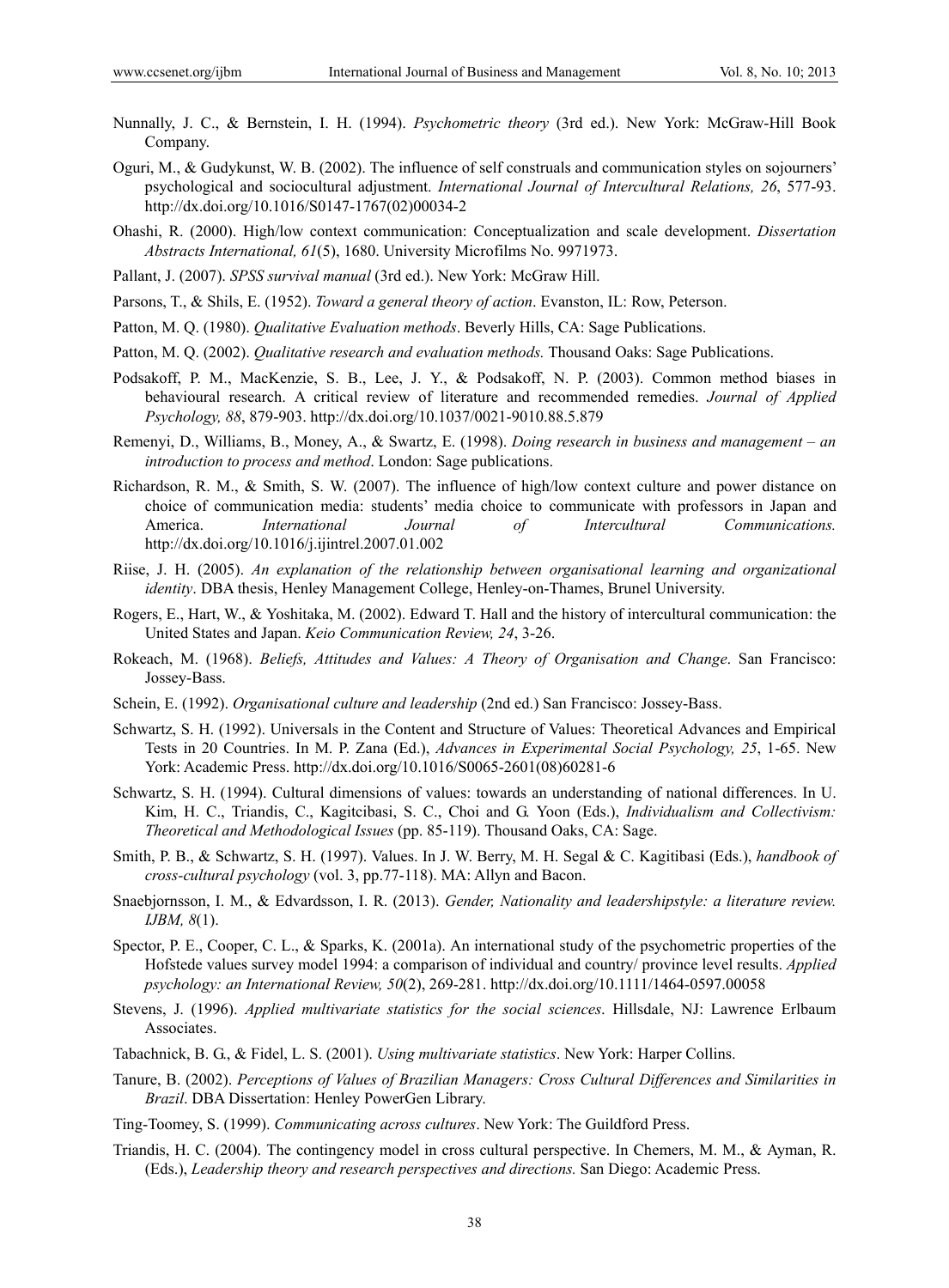Nunnally, J. C., & Bernstein, I. H. (1994). *Psychometric theory* (3rd ed.). New York: McGraw-Hill Book Company.

Oguri, M., & Gudykunst, W. B. (2002). The influence of self construals and communication styles on sojourners' psychological and sociocultural adjustment. *International Journal of Intercultural Relations, 26*, 577-93. http://dx.doi.org/10.1016/S0147-1767(02)00034-2

Ohashi, R. (2000). High/low context communication: Conceptualization and scale development. *Dissertation Abstracts International, 61*(5), 1680. University Microfilms No. 9971973.

Pallant, J. (2007). *SPSS survival manual* (3rd ed.). New York: McGraw Hill.

Parsons, T., & Shils, E. (1952). *Toward a general theory of action*. Evanston, IL: Row, Peterson.

Patton, M. Q. (1980). *Qualitative Evaluation methods*. Beverly Hills, CA: Sage Publications.

Patton, M. Q. (2002). *Qualitative research and evaluation methods.* Thousand Oaks: Sage Publications.

Podsakoff, P. M., MacKenzie, S. B., Lee, J. Y., & Podsakoff, N. P. (2003). Common method biases in behavioural research. A critical review of literature and recommended remedies. *Journal of Applied Psychology, 88*, 879-903. http://dx.doi.org/10.1037/0021-9010.88.5.879

Remenyi, D., Williams, B., Money, A., & Swartz, E. (1998). *Doing research in business and management – an introduction to process and method*. London: Sage publications.

Richardson, R. M., & Smith, S. W. (2007). The influence of high/low context culture and power distance on choice of communication media: students' media choice to communicate with professors in Japan and America. *International Journal of Intercultural Communications.* http://dx.doi.org/10.1016/j.ijintrel.2007.01.002

Riise, J. H. (2005). *An explanation of the relationship between organisational learning and organizational identity*. DBA thesis, Henley Management College, Henley-on-Thames, Brunel University.

Rogers, E., Hart, W., & Yoshitaka, M. (2002). Edward T. Hall and the history of intercultural communication: the United States and Japan. *Keio Communication Review, 24*, 3-26.

Rokeach, M. (1968). *Beliefs, Attitudes and Values: A Theory of Organisation and Change*. San Francisco: Jossey-Bass.

Schein, E. (1992). *Organisational culture and leadership* (2nd ed.) San Francisco: Jossey-Bass.

Schwartz, S. H. (1992). Universals in the Content and Structure of Values: Theoretical Advances and Empirical Tests in 20 Countries. In M. P. Zana (Ed.), *Advances in Experimental Social Psychology, 25*, 1-65. New York: Academic Press. http://dx.doi.org/10.1016/S0065-2601(08)60281-6

Schwartz, S. H. (1994). Cultural dimensions of values: towards an understanding of national differences. In U. Kim, H. C., Triandis, C., Kagitcibasi, S. C., Choi and G. Yoon (Eds.), *Individualism and Collectivism: Theoretical and Methodological Issues* (pp. 85-119). Thousand Oaks, CA: Sage.

Smith, P. B., & Schwartz, S. H. (1997). Values. In J. W. Berry, M. H. Segal & C. Kagitibasi (Eds.), *handbook of cross-cultural psychology* (vol. 3, pp.77-118). MA: Allyn and Bacon.

Snaebjornsson, I. M., & Edvardsson, I. R. (2013). *Gender, Nationality and leadershipstyle: a literature review. IJBM, 8*(1).

Spector, P. E., Cooper, C. L., & Sparks, K. (2001a). An international study of the psychometric properties of the Hofstede values survey model 1994: a comparison of individual and country/ province level results. *Applied psychology: an International Review, 50*(2), 269-281. http://dx.doi.org/10.1111/1464-0597.00058

Stevens, J. (1996). *Applied multivariate statistics for the social sciences*. Hillsdale, NJ: Lawrence Erlbaum Associates.

Tabachnick, B. G., & Fidel, L. S. (2001). *Using multivariate statistics*. New York: Harper Collins.

Tanure, B. (2002). *Perceptions of Values of Brazilian Managers: Cross Cultural Differences and Similarities in Brazil*. DBA Dissertation: Henley PowerGen Library.

Ting-Toomey, S. (1999). *Communicating across cultures*. New York: The Guildford Press.

Triandis, H. C. (2004). The contingency model in cross cultural perspective. In Chemers, M. M., & Ayman, R. (Eds.), *Leadership theory and research perspectives and directions.* San Diego: Academic Press.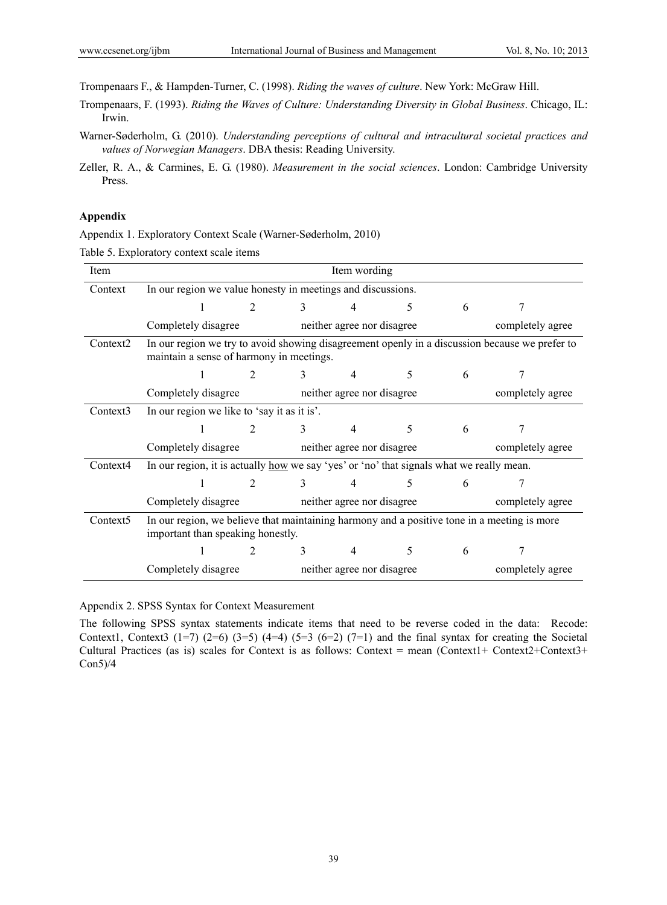Trompenaars F., & Hampden-Turner, C. (1998). *Riding the waves of culture*. New York: McGraw Hill.

Trompenaars, F. (1993). *Riding the Waves of Culture: Understanding Diversity in Global Business*. Chicago, IL: Irwin.

Warner-Søderholm, G. (2010). *Understanding perceptions of cultural and intracultural societal practices and values of Norwegian Managers*. DBA thesis: Reading University.

Zeller, R. A., & Carmines, E. G. (1980). *Measurement in the social sciences*. London: Cambridge University Press.

## Appendix

Appendix 1. Exploratory Context Scale (Warner-Søderholm, 2010)

Table 5. Exploratory context scale items

| Item | Item wording | | | | | | |
|---|---|---|---|---|---|---|---|
| Context | In our region we value honesty in meetings and discussions. | | | | | | |
| | 1 | 2 | 3 | 4 | 5 | 6 | 7 |
| | Completely disagree | | | neither agree nor disagree | | | completely agree |
| Context2 | In our region we try to avoid showing disagreement openly in a discussion because we prefer to maintain a sense of harmony in meetings. | | | | | | |
| | 1 | 2 | 3 | 4 | 5 | 6 | 7 |
| | Completely disagree | | | neither agree nor disagree | | | completely agree |
| Context3 | In our region we like to 'say it as it is'. | | | | | | |
| | 1 | 2 | 3 | 4 | 5 | 6 | 7 |
| | Completely disagree | | | neither agree nor disagree | | | completely agree |
| Context4 | In our region, it is actually <u>how</u> we say 'yes' or 'no' that signals what we really mean. | | | | | | |
| | 1 | 2 | 3 | 4 | 5 | 6 | 7 |
| | Completely disagree | | | neither agree nor disagree | | | completely agree |
| Context5 | In our region, we believe that maintaining harmony and a positive tone in a meeting is more important than speaking honestly. | | | | | | |
| | 1 | 2 | 3 | 4 | 5 | 6 | 7 |
| | Completely disagree | | | neither agree nor disagree | | | completely agree |

Appendix 2. SPSS Syntax for Context Measurement

The following SPSS syntax statements indicate items that need to be reverse coded in the data: Recode: Context1, Context3 (1=7) (2=6) (3=5) (4=4) (5=3 (6=2) (7=1) and the final syntax for creating the Societal Cultural Practices (as is) scales for Context is as follows: Context = mean (Context1+ Context2+Context3+ Con5)/4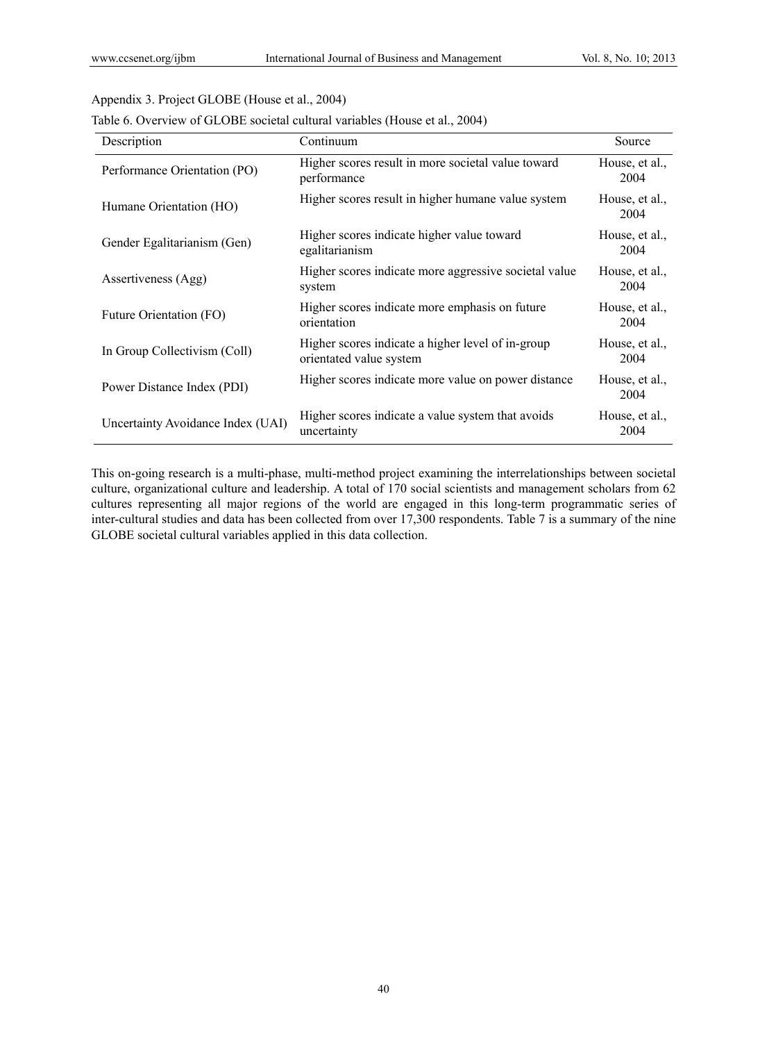Appendix 3. Project GLOBE (House et al., 2004)

Table 6. Overview of GLOBE societal cultural variables (House et al., 2004)

| Description | Continuum | Source |
|---|---|---|
| Performance Orientation (PO) | Higher scores result in more societal value toward performance | House, et al., 2004 |
| Humane Orientation (HO) | Higher scores result in higher humane value system | House, et al., 2004 |
| Gender Egalitarianism (Gen) | Higher scores indicate higher value toward egalitarianism | House, et al., 2004 |
| Assertiveness (Agg) | Higher scores indicate more aggressive societal value system | House, et al., 2004 |
| Future Orientation (FO) | Higher scores indicate more emphasis on future orientation | House, et al., 2004 |
| In Group Collectivism (Coll) | Higher scores indicate a higher level of in-group orientated value system | House, et al., 2004 |
| Power Distance Index (PDI) | Higher scores indicate more value on power distance | House, et al., 2004 |
| Uncertainty Avoidance Index (UAI) | Higher scores indicate a value system that avoids uncertainty | House, et al., 2004 |

This on-going research is a multi-phase, multi-method project examining the interrelationships between societal culture, organizational culture and leadership. A total of 170 social scientists and management scholars from 62 cultures representing all major regions of the world are engaged in this long-term programmatic series of inter-cultural studies and data has been collected from over 17,300 respondents. Table 7 is a summary of the nine GLOBE societal cultural variables applied in this data collection.